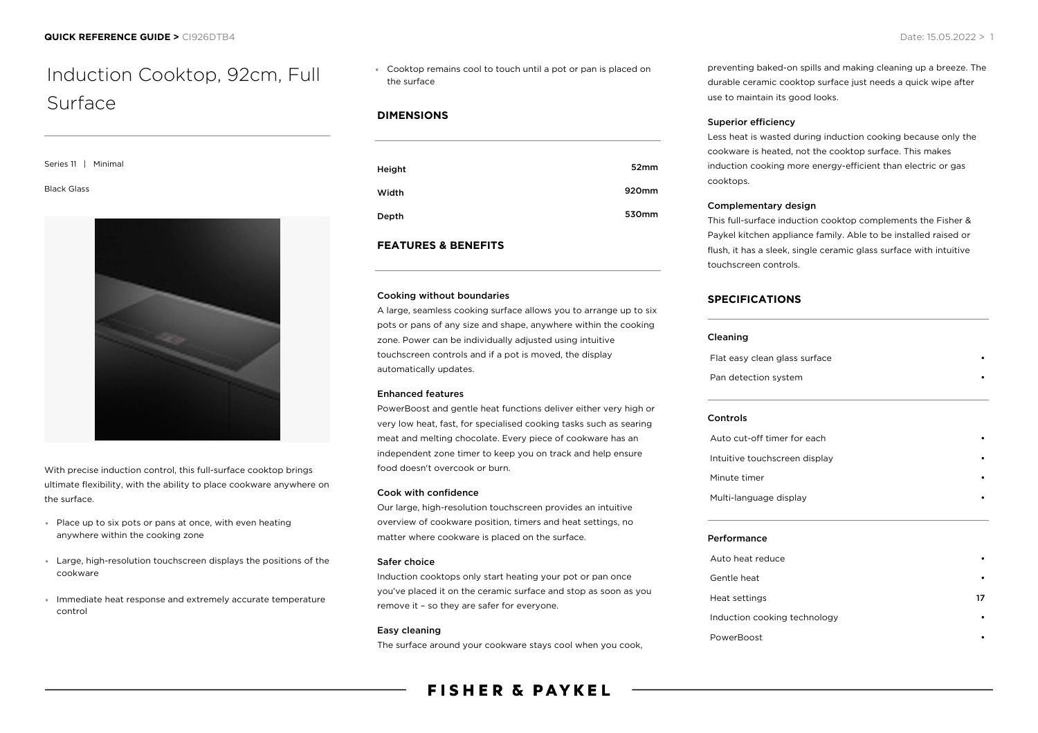# Induction Cooktop, 92cm, Full Surface

Series 11 | Minimal

Black Glass

With precise induction control, this full-surface cooktop brings ultimate flexibility, with the ability to place cookware anywhere on the surface.

- Place up to six pots or pans at once, with even heating anywhere within the cooking zone
- Large, high-resolution touchscreen displays the positions of the cookware
- Immediate heat response and extremely accurate temperature control
- Cooktop remains cool to touch until a pot or pan is placed on the surface

## DIMENSIONS

| | |
|---|---|
| Height | 52mm |
| Width | 920mm |
| Depth | 530mm |

## FEATURES & BENEFITS

### Cooking without boundaries

A large, seamless cooking surface allows you to arrange up to six pots or pans of any size and shape, anywhere within the cooking zone. Power can be individually adjusted using intuitive touchscreen controls and if a pot is moved, the display automatically updates.

### Enhanced features

PowerBoost and gentle heat functions deliver either very high or very low heat, fast, for specialised cooking tasks such as searing meat and melting chocolate. Every piece of cookware has an independent zone timer to keep you on track and help ensure food doesn't overcook or burn.

### Cook with confidence

Our large, high-resolution touchscreen provides an intuitive overview of cookware position, timers and heat settings, no matter where cookware is placed on the surface.

### Safer choice

Induction cooktops only start heating your pot or pan once you've placed it on the ceramic surface and stop as soon as you remove it – so they are safer for everyone.

### Easy cleaning

The surface around your cookware stays cool when you cook, preventing baked-on spills and making cleaning up a breeze. The durable ceramic cooktop surface just needs a quick wipe after use to maintain its good looks.

### Superior efficiency

Less heat is wasted during induction cooking because only the cookware is heated, not the cooktop surface. This makes induction cooking more energy-efficient than electric or gas cooktops.

### Complementary design

This full-surface induction cooktop complements the Fisher & Paykel kitchen appliance family. Able to be installed raised or flush, it has a sleek, single ceramic glass surface with intuitive touchscreen controls.

## SPECIFICATIONS

### Cleaning

| | |
|---|---|
| Flat easy clean glass surface | • |
| Pan detection system | • |

### Controls

| | |
|---|---|
| Auto cut-off timer for each | • |
| Intuitive touchscreen display | • |
| Minute timer | • |
| Multi-language display | • |

### Performance

| | |
|---|---|
| Auto heat reduce | • |
| Gentle heat | • |
| Heat settings | 17 |
| Induction cooking technology | • |
| PowerBoost | • |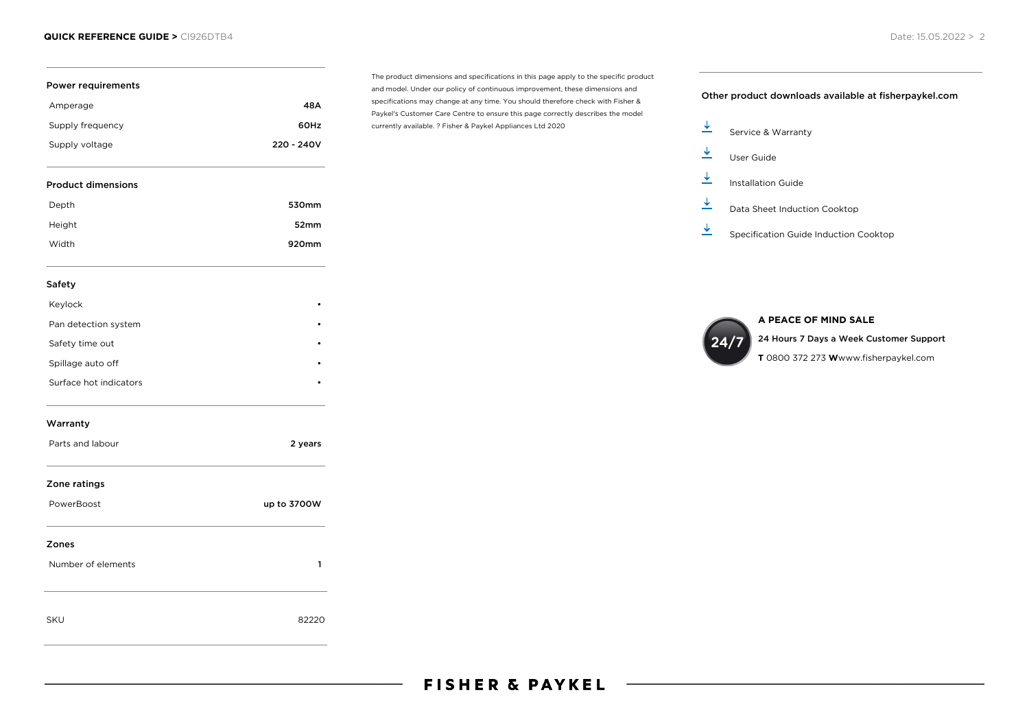### Power requirements

| | |
|---|---|
| Amperage | **48A** |
| Supply frequency | **60Hz** |
| Supply voltage | **220 - 240V** |

### Product dimensions

| | |
|---|---|
| Depth | **530mm** |
| Height | **52mm** |
| Width | **920mm** |

### Safety

| | |
|---|---|
| Keylock | • |
| Pan detection system | • |
| Safety time out | • |
| Spillage auto off | • |
| Surface hot indicators | • |

### Warranty

| | |
|---|---|
| Parts and labour | **2 years** |

### Zone ratings

| | |
|---|---|
| PowerBoost | **up to 3700W** |

### Zones

| | |
|---|---|
| Number of elements | **1** |

| | |
|---|---|
| SKU | 82220 |

The product dimensions and specifications in this page apply to the specific product and model. Under our policy of continuous improvement, these dimensions and specifications may change at any time. You should therefore check with Fisher & Paykel's Customer Care Centre to ensure this page correctly describes the model currently available. ? Fisher & Paykel Appliances Ltd 2020

### Other product downloads available at fisherpaykel.com

- Service & Warranty
- User Guide
- Installation Guide
- Data Sheet Induction Cooktop
- Specification Guide Induction Cooktop

24/7

**A PEACE OF MIND SALE**

**24 Hours 7 Days a Week Customer Support**

**T** 0800 372 273 **W**www.fisherpaykel.com

FISHER & PAYKEL